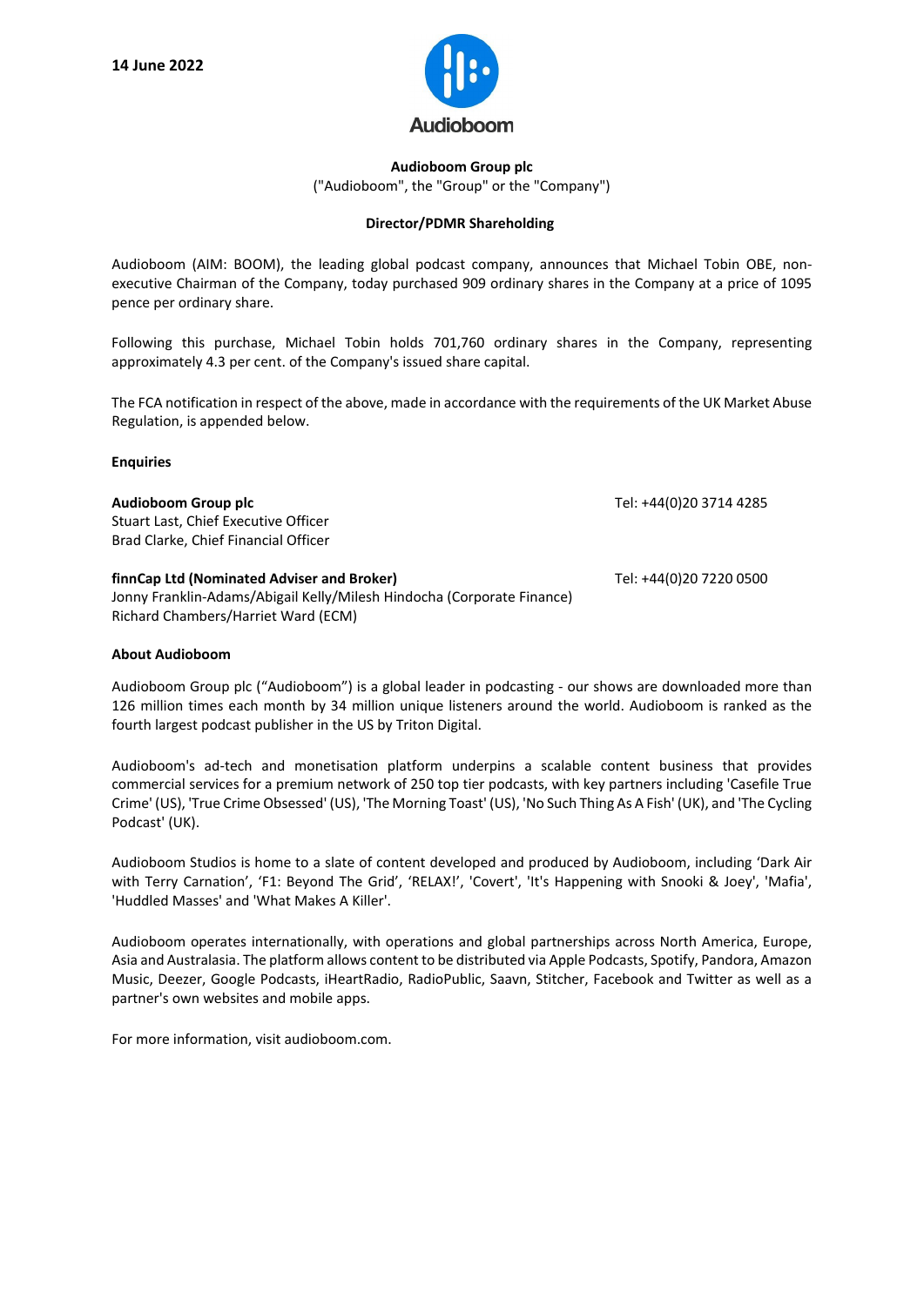**14 June 2022**

Audioboom

**Audioboom Group plc**

("Audioboom", the "Group" or the "Company")

**Director/PDMR Shareholding**

Audioboom (AIM: BOOM), the leading global podcast company, announces that Michael Tobin OBE, non-executive Chairman of the Company, today purchased 909 ordinary shares in the Company at a price of 1095 pence per ordinary share.

Following this purchase, Michael Tobin holds 701,760 ordinary shares in the Company, representing approximately 4.3 per cent. of the Company's issued share capital.

The FCA notification in respect of the above, made in accordance with the requirements of the UK Market Abuse Regulation, is appended below.

**Enquiries**

**Audioboom Group plc** — Tel: +44(0)20 3714 4285
Stuart Last, Chief Executive Officer
Brad Clarke, Chief Financial Officer

**finnCap Ltd (Nominated Adviser and Broker)** — Tel: +44(0)20 7220 0500
Jonny Franklin-Adams/Abigail Kelly/Milesh Hindocha (Corporate Finance)
Richard Chambers/Harriet Ward (ECM)

**About Audioboom**

Audioboom Group plc ("Audioboom") is a global leader in podcasting - our shows are downloaded more than 126 million times each month by 34 million unique listeners around the world. Audioboom is ranked as the fourth largest podcast publisher in the US by Triton Digital.

Audioboom's ad-tech and monetisation platform underpins a scalable content business that provides commercial services for a premium network of 250 top tier podcasts, with key partners including 'Casefile True Crime' (US), 'True Crime Obsessed' (US), 'The Morning Toast' (US), 'No Such Thing As A Fish' (UK), and 'The Cycling Podcast' (UK).

Audioboom Studios is home to a slate of content developed and produced by Audioboom, including 'Dark Air with Terry Carnation', 'F1: Beyond The Grid', 'RELAX!', 'Covert', 'It's Happening with Snooki & Joey', 'Mafia', 'Huddled Masses' and 'What Makes A Killer'.

Audioboom operates internationally, with operations and global partnerships across North America, Europe, Asia and Australasia. The platform allows content to be distributed via Apple Podcasts, Spotify, Pandora, Amazon Music, Deezer, Google Podcasts, iHeartRadio, RadioPublic, Saavn, Stitcher, Facebook and Twitter as well as a partner's own websites and mobile apps.

For more information, visit audioboom.com.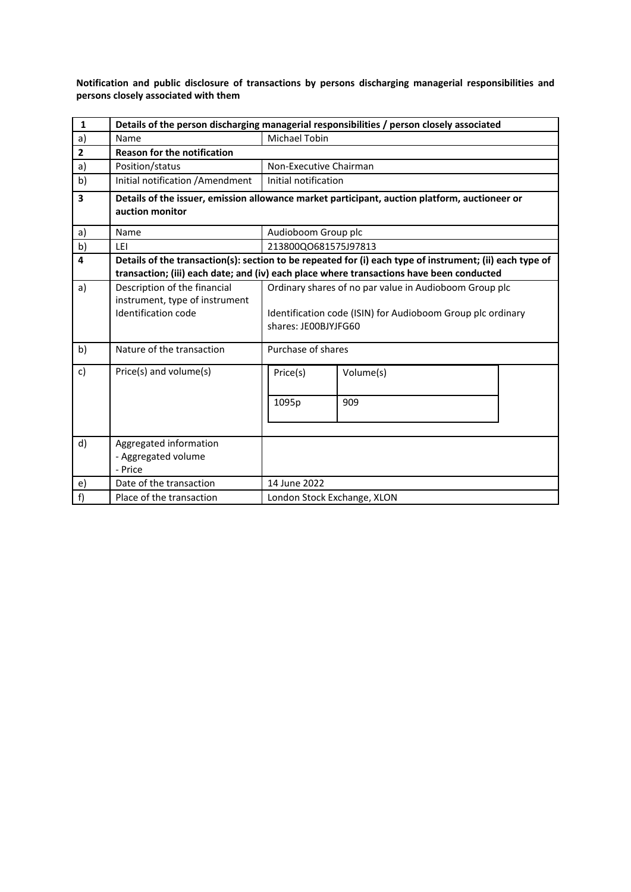**Notification and public disclosure of transactions by persons discharging managerial responsibilities and persons closely associated with them**

| | | |
|---|---|---|
| **1** | **Details of the person discharging managerial responsibilities / person closely associated** | |
| a) | Name | Michael Tobin |
| **2** | **Reason for the notification** | |
| a) | Position/status | Non-Executive Chairman |
| b) | Initial notification /Amendment | Initial notification |
| **3** | **Details of the issuer, emission allowance market participant, auction platform, auctioneer or auction monitor** | |
| a) | Name | Audioboom Group plc |
| b) | LEI | 213800QO681575J97813 |
| **4** | **Details of the transaction(s): section to be repeated for (i) each type of instrument; (ii) each type of transaction; (iii) each date; and (iv) each place where transactions have been conducted** | |
| a) | Description of the financial instrument, type of instrument<br>Identification code | Ordinary shares of no par value in Audioboom Group plc<br><br>Identification code (ISIN) for Audioboom Group plc ordinary shares: JE00BJYJFG60 |
| b) | Nature of the transaction | Purchase of shares |
| c) | Price(s) and volume(s) | Price(s): 1095p<br>Volume(s): 909 |
| d) | Aggregated information<br>- Aggregated volume<br>- Price | |
| e) | Date of the transaction | 14 June 2022 |
| f) | Place of the transaction | London Stock Exchange, XLON |